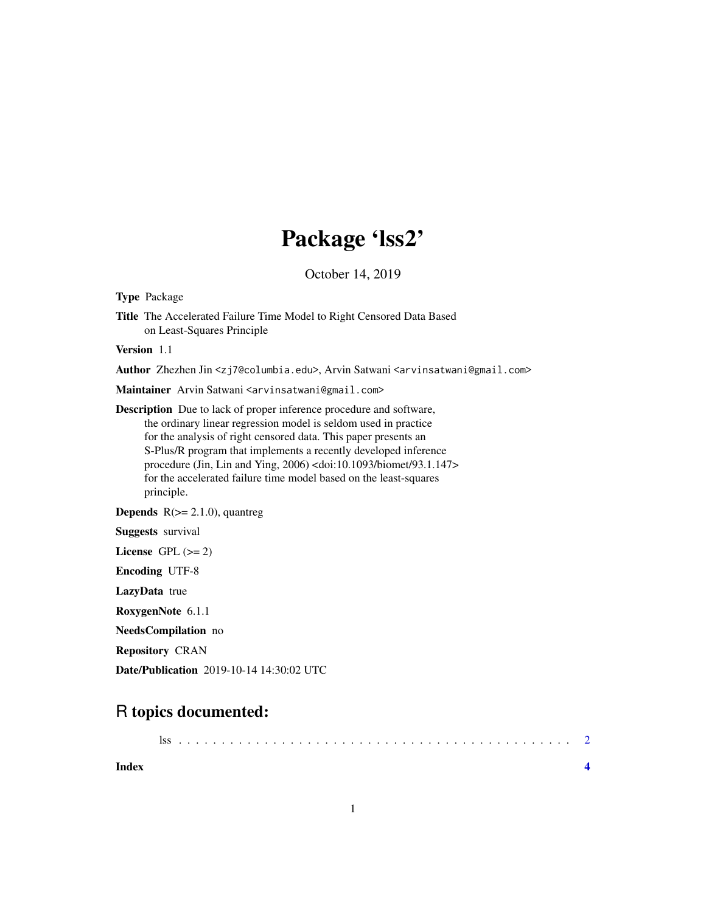# Package 'lss2'

October 14, 2019

**Type** Package

**Title** The Accelerated Failure Time Model to Right Censored Data Based on Least-Squares Principle

**Version** 1.1

**Author** Zhezhen Jin <zj7@columbia.edu>, Arvin Satwani <arvinsatwani@gmail.com>

**Maintainer** Arvin Satwani <arvinsatwani@gmail.com>

**Description** Due to lack of proper inference procedure and software, the ordinary linear regression model is seldom used in practice for the analysis of right censored data. This paper presents an S-Plus/R program that implements a recently developed inference procedure (Jin, Lin and Ying, 2006) <doi:10.1093/biomet/93.1.147> for the accelerated failure time model based on the least-squares principle.

**Depends** R(>= 2.1.0), quantreg

**Suggests** survival

**License** GPL (>= 2)

**Encoding** UTF-8

**LazyData** true

**RoxygenNote** 6.1.1

**NeedsCompilation** no

**Repository** CRAN

**Date/Publication** 2019-10-14 14:30:02 UTC

## R topics documented:

lss . . . . . . . . . . . . . . . . . . . . . . . . . . . . . . . . . . . . . . . . . . . 2

**Index** **4**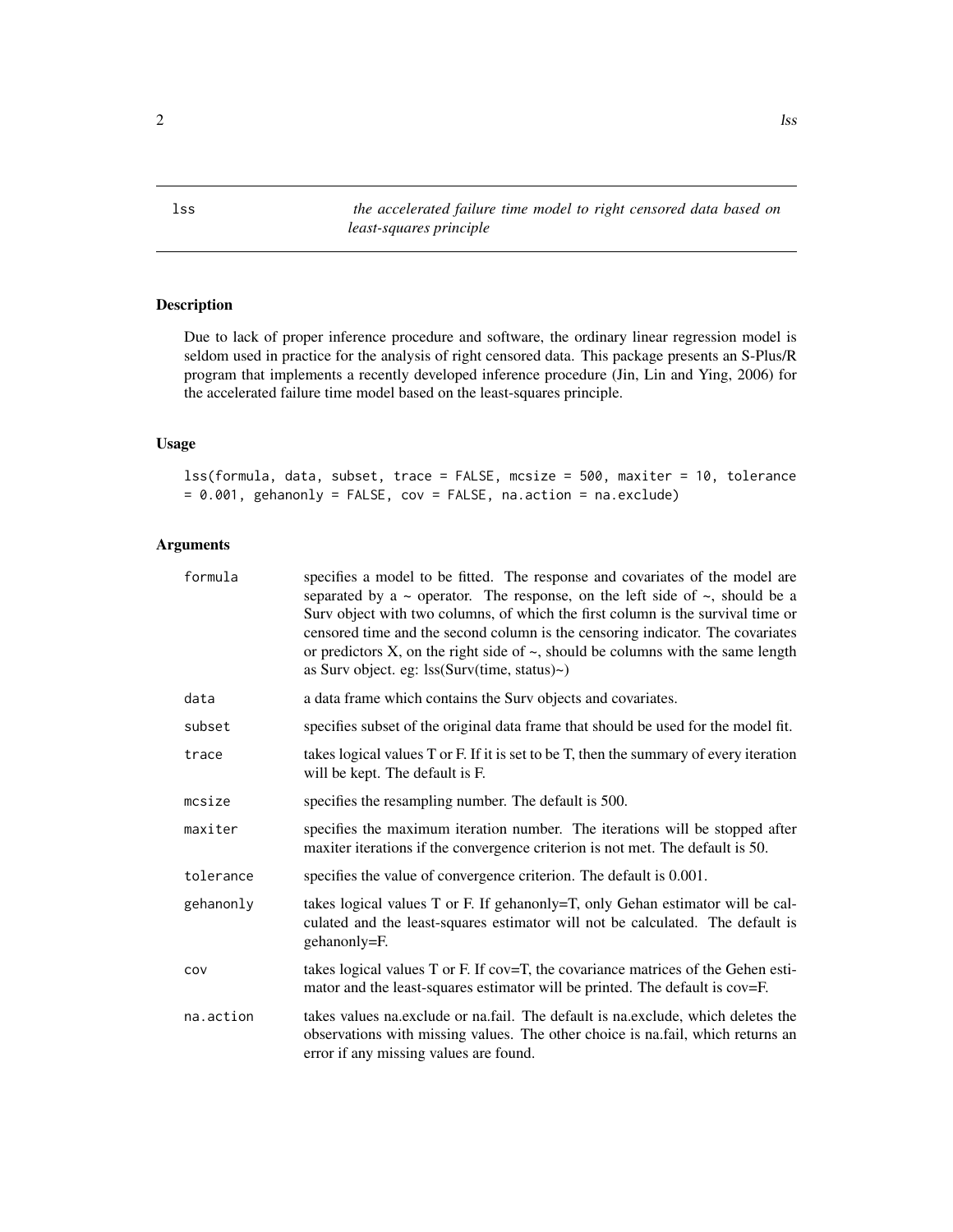# lss — *the accelerated failure time model to right censored data based on least-squares principle*

## Description

Due to lack of proper inference procedure and software, the ordinary linear regression model is seldom used in practice for the analysis of right censored data. This package presents an S-Plus/R program that implements a recently developed inference procedure (Jin, Lin and Ying, 2006) for the accelerated failure time model based on the least-squares principle.

## Usage

```
lss(formula, data, subset, trace = FALSE, mcsize = 500, maxiter = 10, tolerance
= 0.001, gehanonly = FALSE, cov = FALSE, na.action = na.exclude)
```

## Arguments

| | |
|---|---|
| `formula` | specifies a model to be fitted. The response and covariates of the model are separated by a ~ operator. The response, on the left side of ~, should be a Surv object with two columns, of which the first column is the survival time or censored time and the second column is the censoring indicator. The covariates or predictors X, on the right side of ~, should be columns with the same length as Surv object. eg: lss(Surv(time, status)~) |
| `data` | a data frame which contains the Surv objects and covariates. |
| `subset` | specifies subset of the original data frame that should be used for the model fit. |
| `trace` | takes logical values T or F. If it is set to be T, then the summary of every iteration will be kept. The default is F. |
| `mcsize` | specifies the resampling number. The default is 500. |
| `maxiter` | specifies the maximum iteration number. The iterations will be stopped after maxiter iterations if the convergence criterion is not met. The default is 50. |
| `tolerance` | specifies the value of convergence criterion. The default is 0.001. |
| `gehanonly` | takes logical values T or F. If gehanonly=T, only Gehan estimator will be calculated and the least-squares estimator will not be calculated. The default is gehanonly=F. |
| `cov` | takes logical values T or F. If cov=T, the covariance matrices of the Gehen estimator and the least-squares estimator will be printed. The default is cov=F. |
| `na.action` | takes values na.exclude or na.fail. The default is na.exclude, which deletes the observations with missing values. The other choice is na.fail, which returns an error if any missing values are found. |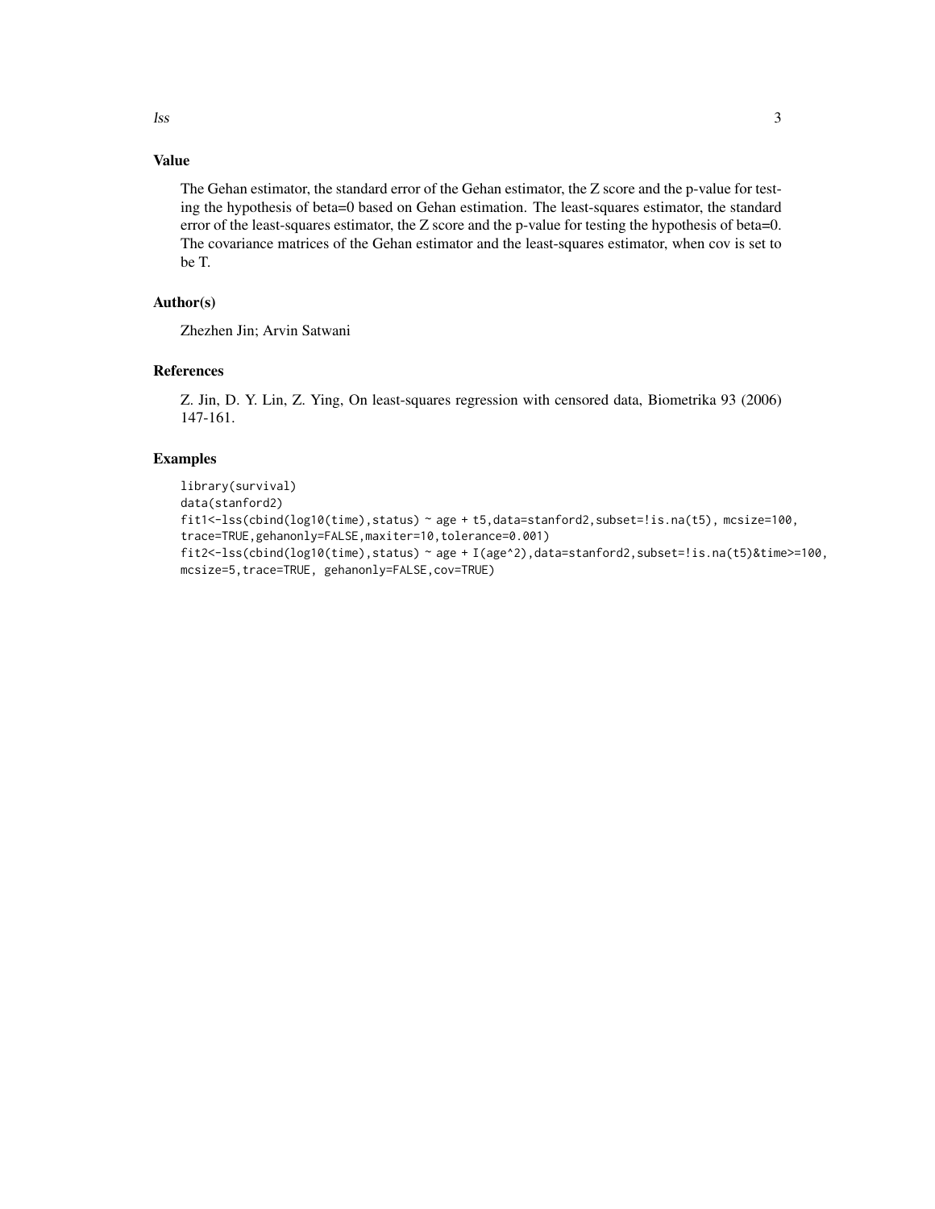## Value

The Gehan estimator, the standard error of the Gehan estimator, the Z score and the p-value for testing the hypothesis of beta=0 based on Gehan estimation. The least-squares estimator, the standard error of the least-squares estimator, the Z score and the p-value for testing the hypothesis of beta=0. The covariance matrices of the Gehan estimator and the least-squares estimator, when cov is set to be T.

## Author(s)

Zhezhen Jin; Arvin Satwani

## References

Z. Jin, D. Y. Lin, Z. Ying, On least-squares regression with censored data, Biometrika 93 (2006) 147-161.

## Examples

```
library(survival)
data(stanford2)
fit1<-lss(cbind(log10(time),status) ~ age + t5,data=stanford2,subset=!is.na(t5), mcsize=100,
trace=TRUE,gehanonly=FALSE,maxiter=10,tolerance=0.001)
fit2<-lss(cbind(log10(time),status) ~ age + I(age^2),data=stanford2,subset=!is.na(t5)&time>=100,
mcsize=5,trace=TRUE, gehanonly=FALSE,cov=TRUE)
```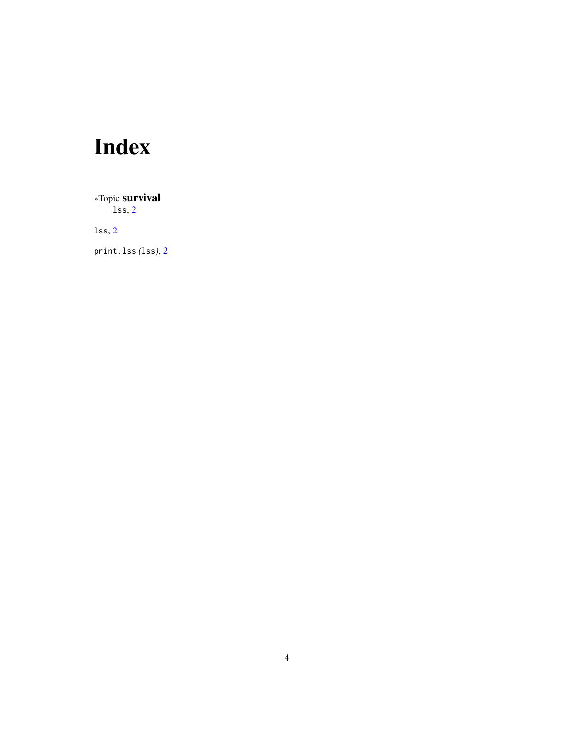# Index

*Topic **survival**
  lss, 2

lss, 2

print.lss (lss), 2